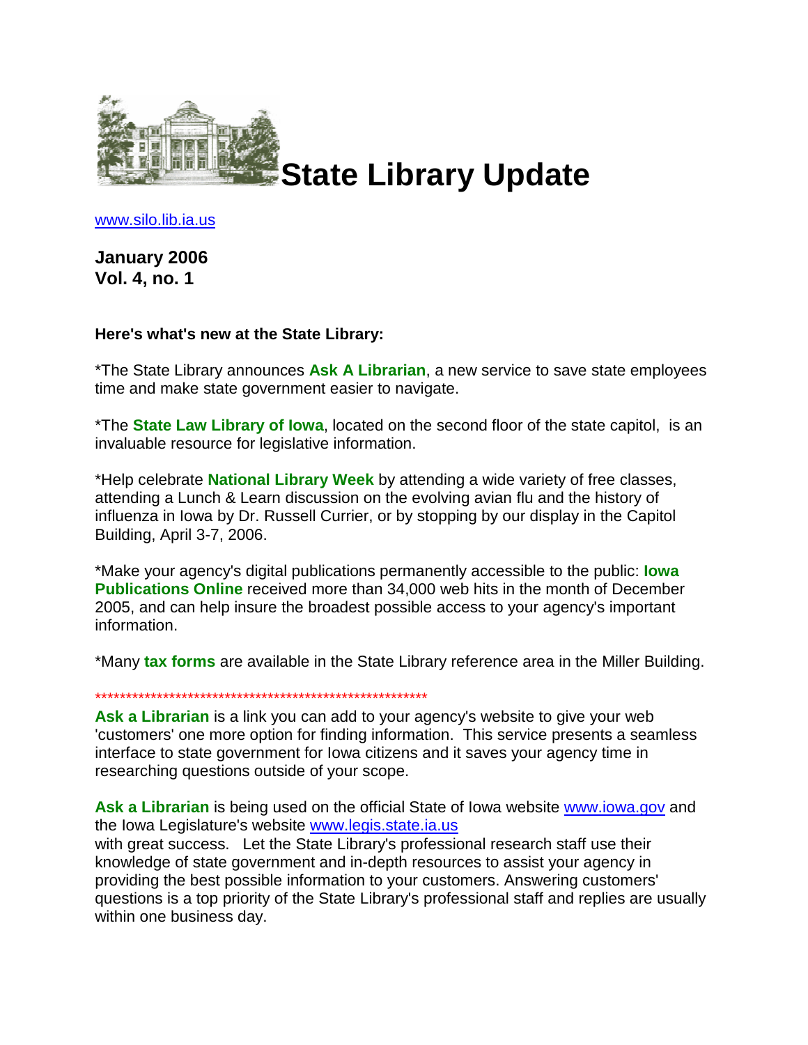# State Library Update

www.silo.lib.ia.us

**January 2006**
**Vol. 4, no. 1**

**Here's what's new at the State Library:**

*The State Library announces **Ask A Librarian**, a new service to save state employees time and make state government easier to navigate.

*The **State Law Library of Iowa**, located on the second floor of the state capitol, is an invaluable resource for legislative information.

*Help celebrate **National Library Week** by attending a wide variety of free classes, attending a Lunch & Learn discussion on the evolving avian flu and the history of influenza in Iowa by Dr. Russell Currier, or by stopping by our display in the Capitol Building, April 3-7, 2006.

*Make your agency's digital publications permanently accessible to the public: **Iowa Publications Online** received more than 34,000 web hits in the month of December 2005, and can help insure the broadest possible access to your agency's important information.

*Many **tax forms** are available in the State Library reference area in the Miller Building.

*******************************************************

**Ask a Librarian** is a link you can add to your agency's website to give your web 'customers' one more option for finding information. This service presents a seamless interface to state government for Iowa citizens and it saves your agency time in researching questions outside of your scope.

**Ask a Librarian** is being used on the official State of Iowa website www.iowa.gov and the Iowa Legislature's website www.legis.state.ia.us with great success. Let the State Library's professional research staff use their knowledge of state government and in-depth resources to assist your agency in providing the best possible information to your customers. Answering customers' questions is a top priority of the State Library's professional staff and replies are usually within one business day.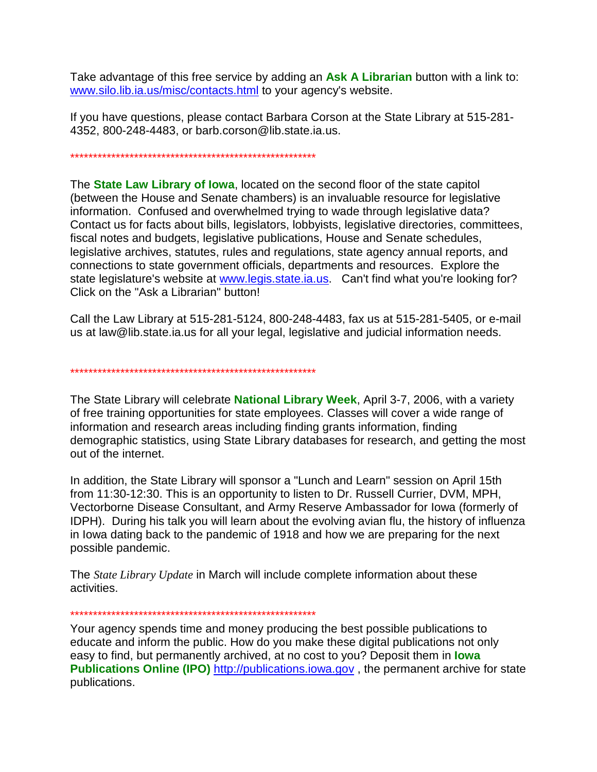Take advantage of this free service by adding an **Ask A Librarian** button with a link to: www.silo.lib.ia.us/misc/contacts.html to your agency's website.

If you have questions, please contact Barbara Corson at the State Library at 515-281-4352, 800-248-4483, or barb.corson@lib.state.ia.us.

*******************************************************

The **State Law Library of Iowa**, located on the second floor of the state capitol (between the House and Senate chambers) is an invaluable resource for legislative information. Confused and overwhelmed trying to wade through legislative data? Contact us for facts about bills, legislators, lobbyists, legislative directories, committees, fiscal notes and budgets, legislative publications, House and Senate schedules, legislative archives, statutes, rules and regulations, state agency annual reports, and connections to state government officials, departments and resources. Explore the state legislature's website at www.legis.state.ia.us. Can't find what you're looking for? Click on the "Ask a Librarian" button!

Call the Law Library at 515-281-5124, 800-248-4483, fax us at 515-281-5405, or e-mail us at law@lib.state.ia.us for all your legal, legislative and judicial information needs.

*******************************************************

The State Library will celebrate **National Library Week**, April 3-7, 2006, with a variety of free training opportunities for state employees. Classes will cover a wide range of information and research areas including finding grants information, finding demographic statistics, using State Library databases for research, and getting the most out of the internet.

In addition, the State Library will sponsor a "Lunch and Learn" session on April 15th from 11:30-12:30. This is an opportunity to listen to Dr. Russell Currier, DVM, MPH, Vectorborne Disease Consultant, and Army Reserve Ambassador for Iowa (formerly of IDPH). During his talk you will learn about the evolving avian flu, the history of influenza in Iowa dating back to the pandemic of 1918 and how we are preparing for the next possible pandemic.

The *State Library Update* in March will include complete information about these activities.

*******************************************************

Your agency spends time and money producing the best possible publications to educate and inform the public. How do you make these digital publications not only easy to find, but permanently archived, at no cost to you? Deposit them in **Iowa Publications Online (IPO)** http://publications.iowa.gov , the permanent archive for state publications.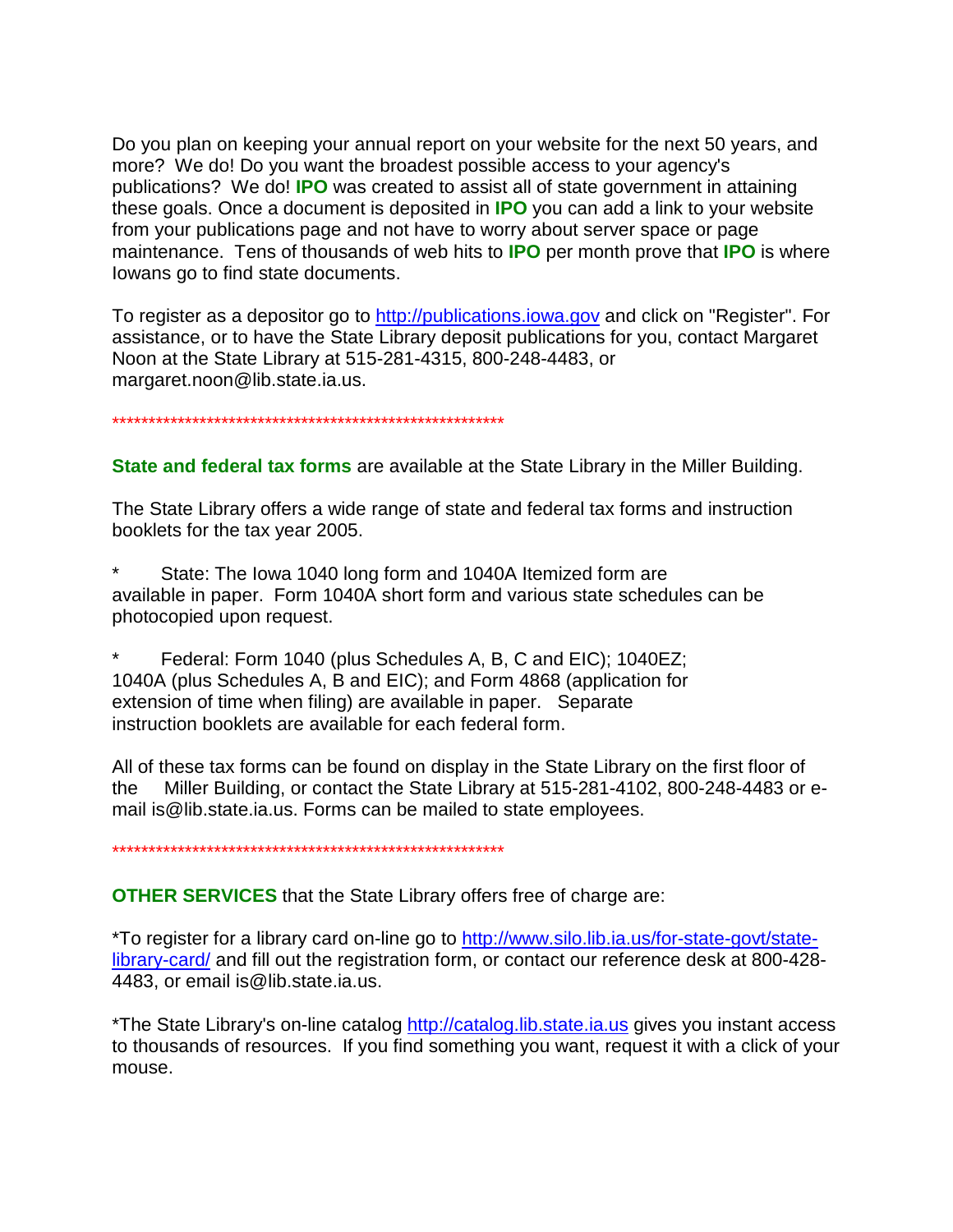Do you plan on keeping your annual report on your website for the next 50 years, and more? We do! Do you want the broadest possible access to your agency's publications? We do! **IPO** was created to assist all of state government in attaining these goals. Once a document is deposited in **IPO** you can add a link to your website from your publications page and not have to worry about server space or page maintenance. Tens of thousands of web hits to **IPO** per month prove that **IPO** is where Iowans go to find state documents.

To register as a depositor go to http://publications.iowa.gov and click on "Register". For assistance, or to have the State Library deposit publications for you, contact Margaret Noon at the State Library at 515-281-4315, 800-248-4483, or margaret.noon@lib.state.ia.us.

*******************************************************

**State and federal tax forms** are available at the State Library in the Miller Building.

The State Library offers a wide range of state and federal tax forms and instruction booklets for the tax year 2005.

* State: The Iowa 1040 long form and 1040A Itemized form are available in paper. Form 1040A short form and various state schedules can be photocopied upon request.

* Federal: Form 1040 (plus Schedules A, B, C and EIC); 1040EZ; 1040A (plus Schedules A, B and EIC); and Form 4868 (application for extension of time when filing) are available in paper. Separate instruction booklets are available for each federal form.

All of these tax forms can be found on display in the State Library on the first floor of the Miller Building, or contact the State Library at 515-281-4102, 800-248-4483 or e-mail is@lib.state.ia.us. Forms can be mailed to state employees.

*******************************************************

**OTHER SERVICES** that the State Library offers free of charge are:

*To register for a library card on-line go to http://www.silo.lib.ia.us/for-state-govt/state-library-card/ and fill out the registration form, or contact our reference desk at 800-428-4483, or email is@lib.state.ia.us.

*The State Library's on-line catalog http://catalog.lib.state.ia.us gives you instant access to thousands of resources. If you find something you want, request it with a click of your mouse.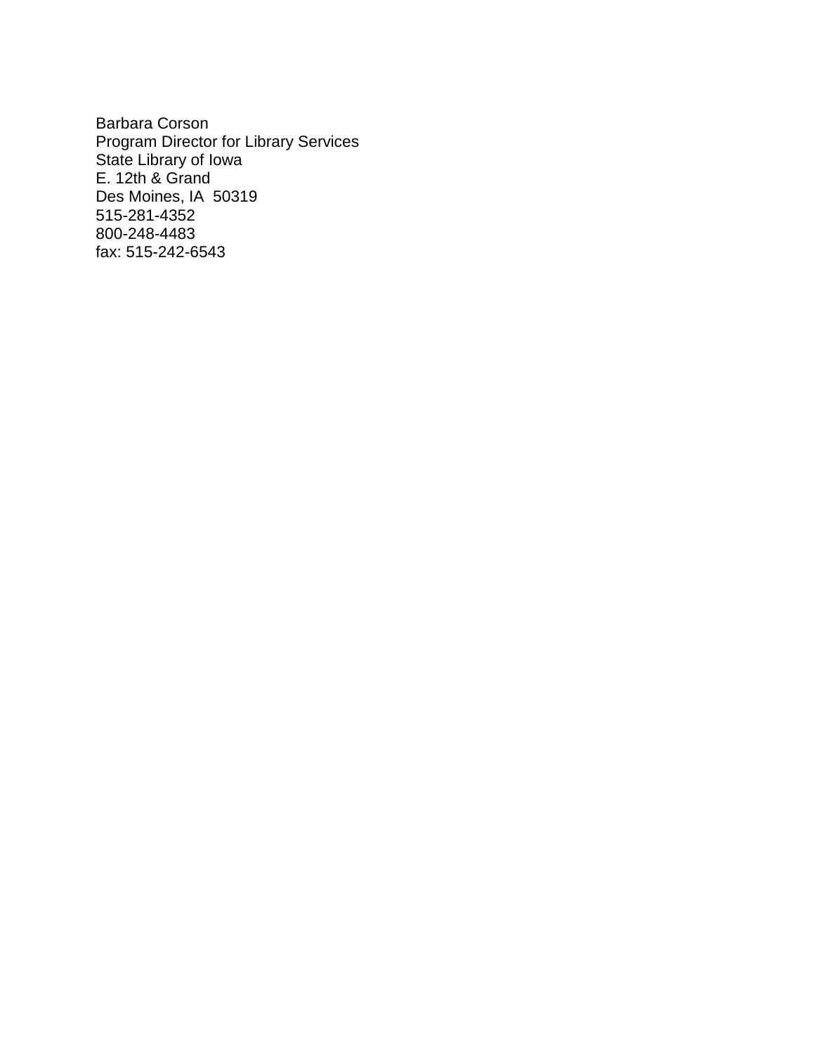Barbara Corson
Program Director for Library Services
State Library of Iowa
E. 12th & Grand
Des Moines, IA  50319
515-281-4352
800-248-4483
fax: 515-242-6543